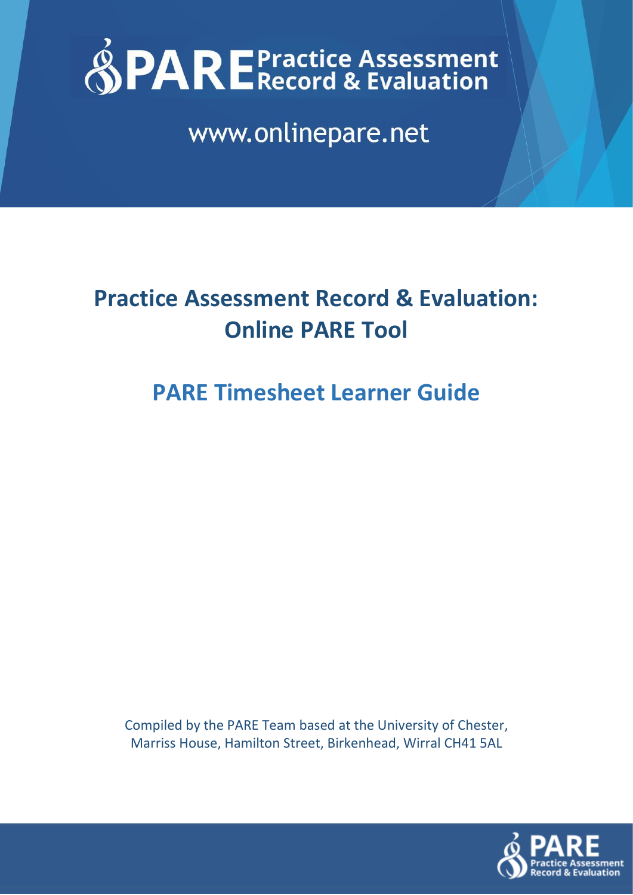# PARE Practice Assessment Record & Evaluation

www.onlinepare.net

## Practice Assessment Record & Evaluation: Online PARE Tool

## PARE Timesheet Learner Guide

Compiled by the PARE Team based at the University of Chester, Marriss House, Hamilton Street, Birkenhead, Wirral CH41 5AL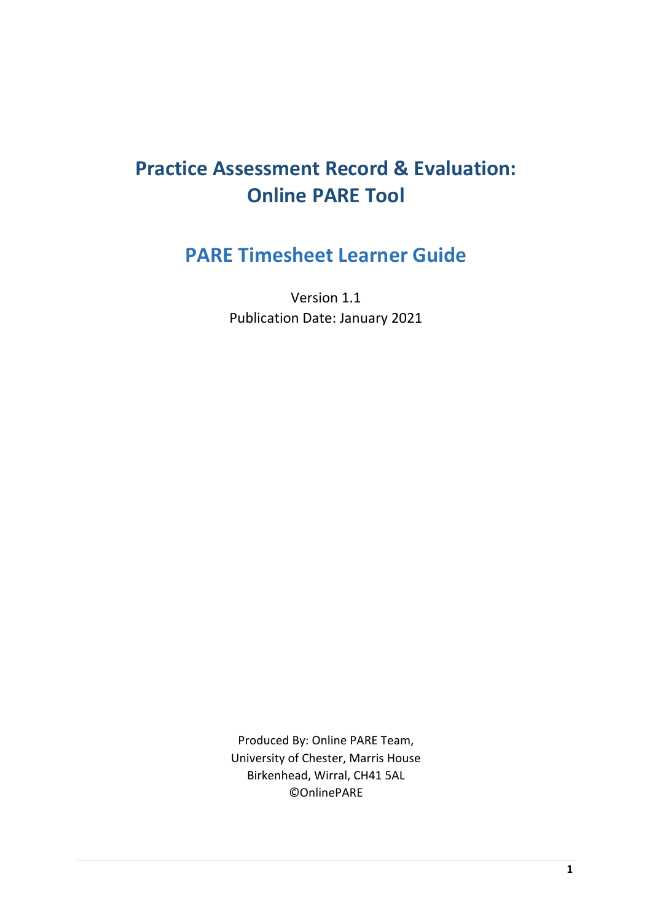# Practice Assessment Record & Evaluation: Online PARE Tool

## PARE Timesheet Learner Guide

Version 1.1
Publication Date: January 2021

Produced By: Online PARE Team,
University of Chester, Marris House
Birkenhead, Wirral, CH41 5AL
©OnlinePARE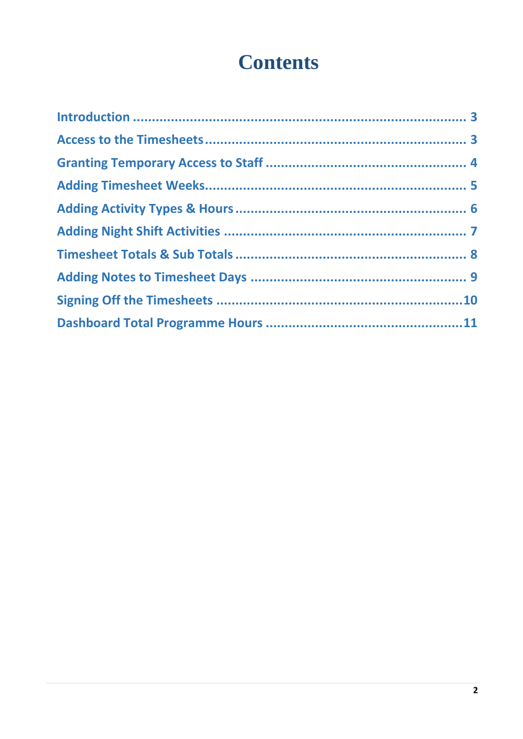# Contents

- Introduction ........................................................................ 3
- Access to the Timesheets .................................................................. 3
- Granting Temporary Access to Staff ..................................................... 4
- Adding Timesheet Weeks ................................................................... 5
- Adding Activity Types & Hours ........................................................... 6
- Adding Night Shift Activities .............................................................. 7
- Timesheet Totals & Sub Totals ........................................................... 8
- Adding Notes to Timesheet Days ........................................................ 9
- Signing Off the Timesheets ................................................................ 10
- Dashboard Total Programme Hours .................................................... 11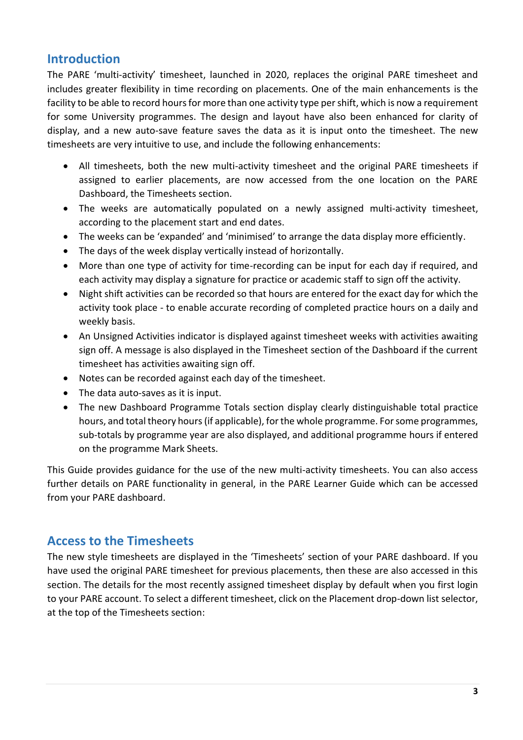## Introduction

The PARE 'multi-activity' timesheet, launched in 2020, replaces the original PARE timesheet and includes greater flexibility in time recording on placements. One of the main enhancements is the facility to be able to record hours for more than one activity type per shift, which is now a requirement for some University programmes. The design and layout have also been enhanced for clarity of display, and a new auto-save feature saves the data as it is input onto the timesheet. The new timesheets are very intuitive to use, and include the following enhancements:

- All timesheets, both the new multi-activity timesheet and the original PARE timesheets if assigned to earlier placements, are now accessed from the one location on the PARE Dashboard, the Timesheets section.
- The weeks are automatically populated on a newly assigned multi-activity timesheet, according to the placement start and end dates.
- The weeks can be 'expanded' and 'minimised' to arrange the data display more efficiently.
- The days of the week display vertically instead of horizontally.
- More than one type of activity for time-recording can be input for each day if required, and each activity may display a signature for practice or academic staff to sign off the activity.
- Night shift activities can be recorded so that hours are entered for the exact day for which the activity took place - to enable accurate recording of completed practice hours on a daily and weekly basis.
- An Unsigned Activities indicator is displayed against timesheet weeks with activities awaiting sign off. A message is also displayed in the Timesheet section of the Dashboard if the current timesheet has activities awaiting sign off.
- Notes can be recorded against each day of the timesheet.
- The data auto-saves as it is input.
- The new Dashboard Programme Totals section display clearly distinguishable total practice hours, and total theory hours (if applicable), for the whole programme. For some programmes, sub-totals by programme year are also displayed, and additional programme hours if entered on the programme Mark Sheets.

This Guide provides guidance for the use of the new multi-activity timesheets. You can also access further details on PARE functionality in general, in the PARE Learner Guide which can be accessed from your PARE dashboard.

## Access to the Timesheets

The new style timesheets are displayed in the 'Timesheets' section of your PARE dashboard. If you have used the original PARE timesheet for previous placements, then these are also accessed in this section. The details for the most recently assigned timesheet display by default when you first login to your PARE account. To select a different timesheet, click on the Placement drop-down list selector, at the top of the Timesheets section: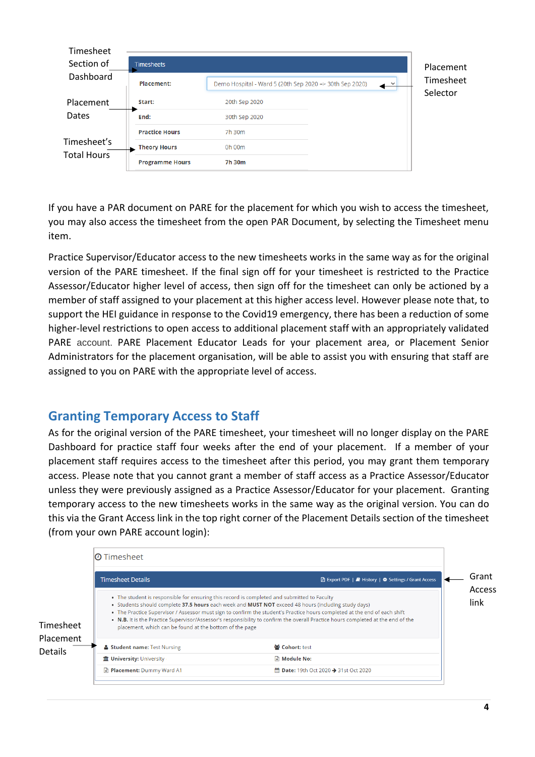Timesheet Section of Dashboard

Placement Dates

Timesheet's Total Hours

Placement Timesheet Selector

| Timesheets | |
|---|---|
| Placement: | Demo Hospital - Ward 5 (20th Sep 2020 => 30th Sep 2020) |
| Start: | 20th Sep 2020 |
| End: | 30th Sep 2020 |
| Practice Hours | 7h 30m |
| Theory Hours | 0h 00m |
| Programme Hours | 7h 30m |

If you have a PAR document on PARE for the placement for which you wish to access the timesheet, you may also access the timesheet from the open PAR Document, by selecting the Timesheet menu item.

Practice Supervisor/Educator access to the new timesheets works in the same way as for the original version of the PARE timesheet. If the final sign off for your timesheet is restricted to the Practice Assessor/Educator higher level of access, then sign off for the timesheet can only be actioned by a member of staff assigned to your placement at this higher access level. However please note that, to support the HEI guidance in response to the Covid19 emergency, there has been a reduction of some higher-level restrictions to open access to additional placement staff with an appropriately validated PARE account. PARE Placement Educator Leads for your placement area, or Placement Senior Administrators for the placement organisation, will be able to assist you with ensuring that staff are assigned to you on PARE with the appropriate level of access.

## Granting Temporary Access to Staff

As for the original version of the PARE timesheet, your timesheet will no longer display on the PARE Dashboard for practice staff four weeks after the end of your placement. If a member of your placement staff requires access to the timesheet after this period, you may grant them temporary access. Please note that you cannot grant a member of staff access as a Practice Assessor/Educator unless they were previously assigned as a Practice Assessor/Educator for your placement. Granting temporary access to the new timesheets works in the same way as the original version. You can do this via the Grant Access link in the top right corner of the Placement Details section of the timesheet (from your own PARE account login):

Timesheet

Timesheet Details — Export PDF | History | Settings / Grant Access

- The student is responsible for ensuring this record is completed and submitted to Faculty
- Students should complete **37.5 hours** each week and **MUST NOT** exceed 48 hours (including study days)
- The Practice Supervisor / Assessor must sign to confirm the student's Practice hours completed at the end of each shift
- **N.B.** It is the Practice Supervisor/Assessor's responsibility to confirm the overall Practice hours completed at the end of the placement, which can be found at the bottom of the page

| | |
|---|---|
| **Student name:** Test Nursing | **Cohort:** test |
| **University:** University | **Module No:** |
| **Placement:** Dummy Ward A1 | **Date:** 19th Oct 2020 → 31st Oct 2020 |

Timesheet Placement Details

Grant Access link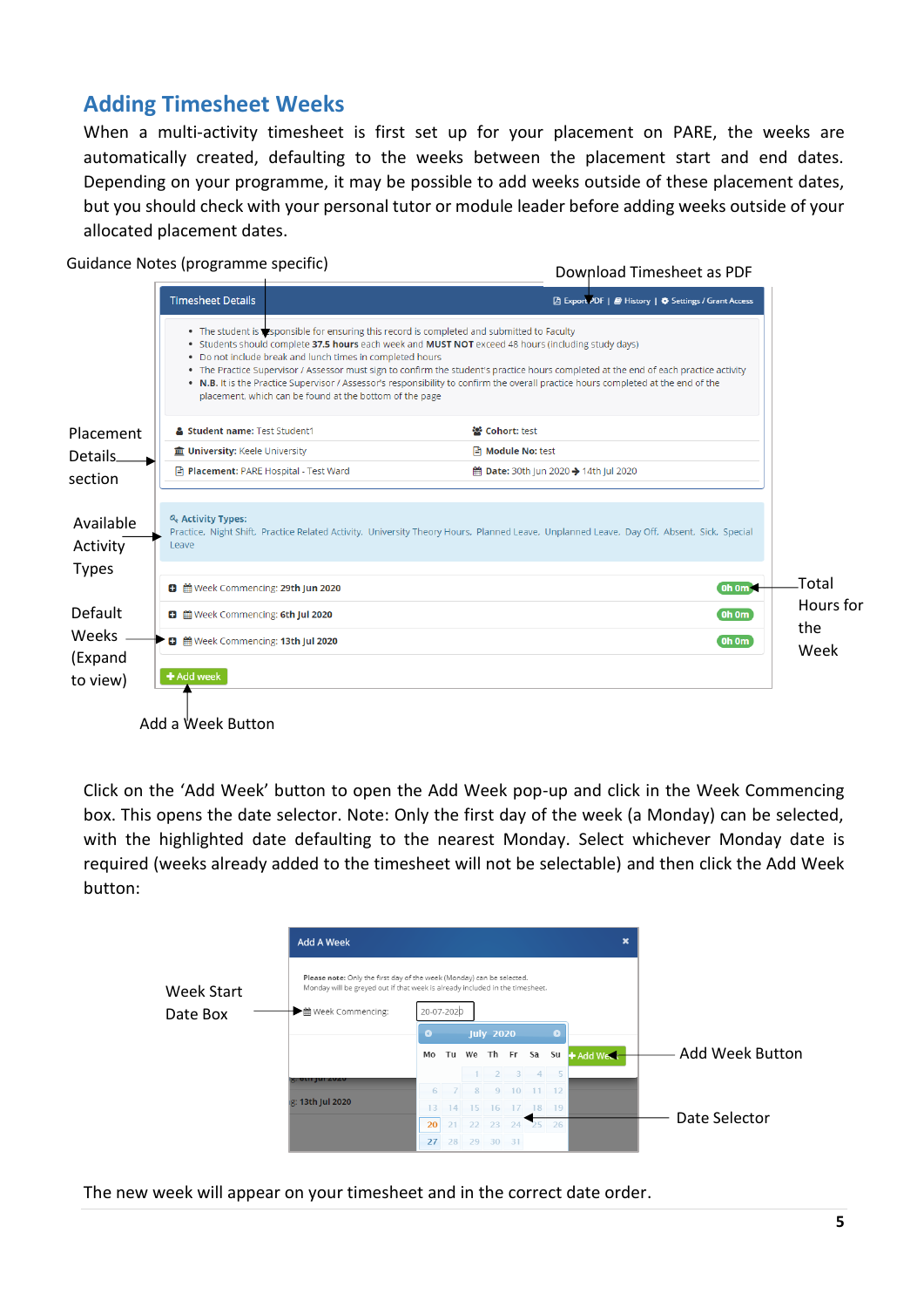## Adding Timesheet Weeks

When a multi-activity timesheet is first set up for your placement on PARE, the weeks are automatically created, defaulting to the weeks between the placement start and end dates. Depending on your programme, it may be possible to add weeks outside of these placement dates, but you should check with your personal tutor or module leader before adding weeks outside of your allocated placement dates.

Guidance Notes (programme specific)

Download Timesheet as PDF

Timesheet Details — Export PDF | History | Settings / Grant Access

- The student is responsible for ensuring this record is completed and submitted to Faculty
- Students should complete **37.5 hours** each week and **MUST NOT** exceed 48 hours (including study days)
- Do not include break and lunch times in completed hours
- The Practice Supervisor / Assessor must sign to confirm the student's practice hours completed at the end of each practice activity
- **N.B.** It is the Practice Supervisor / Assessor's responsibility to confirm the overall practice hours completed at the end of the placement, which can be found at the bottom of the page

Placement Details section

**Student name:** Test Student1 | **Cohort:** test
**University:** Keele University | **Module No:** test
**Placement:** PARE Hospital - Test Ward | **Date:** 30th Jun 2020 → 14th Jul 2020

Available Activity Types

**Activity Types:** Practice, Night Shift, Practice Related Activity, University Theory Hours, Planned Leave, Unplanned Leave, Day Off, Absent, Sick, Special Leave

Default Weeks (Expand to view)

- Week Commencing: **29th Jun 2020** — 0h 0m
- Week Commencing: **6th Jul 2020** — 0h 0m
- Week Commencing: **13th Jul 2020** — 0h 0m

Total Hours for the Week

+ Add week

Add a Week Button

Click on the 'Add Week' button to open the Add Week pop-up and click in the Week Commencing box. This opens the date selector. Note: Only the first day of the week (a Monday) can be selected, with the highlighted date defaulting to the nearest Monday. Select whichever Monday date is required (weeks already added to the timesheet will not be selectable) and then click the Add Week button:

Add A Week

Please note: Only the first day of the week (Monday) can be selected. Monday will be greyed out if that week is already included in the timesheet.

Week Start Date Box — Week Commencing: 20-07-2020

Add Week Button

Date Selector — July 2020

The new week will appear on your timesheet and in the correct date order.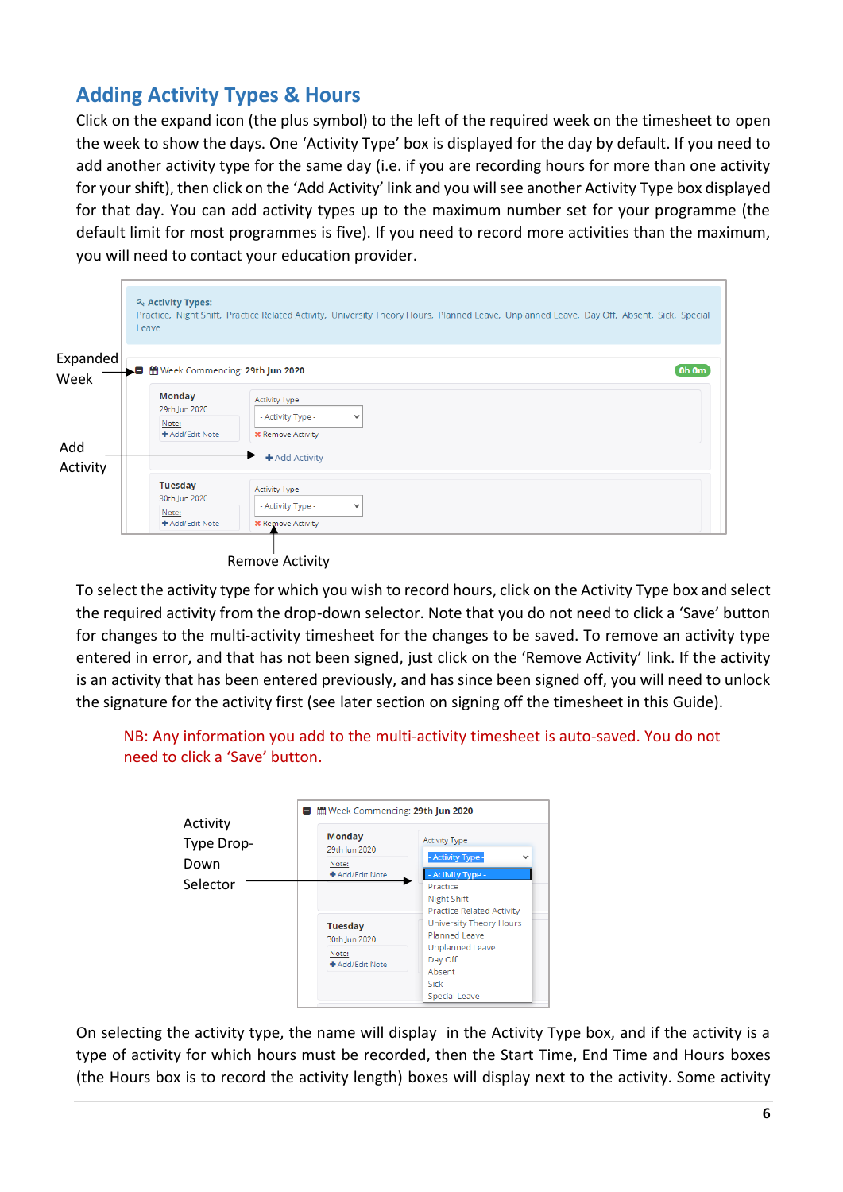## Adding Activity Types & Hours

Click on the expand icon (the plus symbol) to the left of the required week on the timesheet to open the week to show the days. One 'Activity Type' box is displayed for the day by default. If you need to add another activity type for the same day (i.e. if you are recording hours for more than one activity for your shift), then click on the 'Add Activity' link and you will see another Activity Type box displayed for that day. You can add activity types up to the maximum number set for your programme (the default limit for most programmes is five). If you need to record more activities than the maximum, you will need to contact your education provider.

Expanded Week

Add Activity

Remove Activity

To select the activity type for which you wish to record hours, click on the Activity Type box and select the required activity from the drop-down selector. Note that you do not need to click a 'Save' button for changes to the multi-activity timesheet for the changes to be saved. To remove an activity type entered in error, and that has not been signed, just click on the 'Remove Activity' link. If the activity is an activity that has been entered previously, and has since been signed off, you will need to unlock the signature for the activity first (see later section on signing off the timesheet in this Guide).

NB: Any information you add to the multi-activity timesheet is auto-saved. You do not need to click a 'Save' button.

Activity Type Drop-Down Selector

On selecting the activity type, the name will display in the Activity Type box, and if the activity is a type of activity for which hours must be recorded, then the Start Time, End Time and Hours boxes (the Hours box is to record the activity length) boxes will display next to the activity. Some activity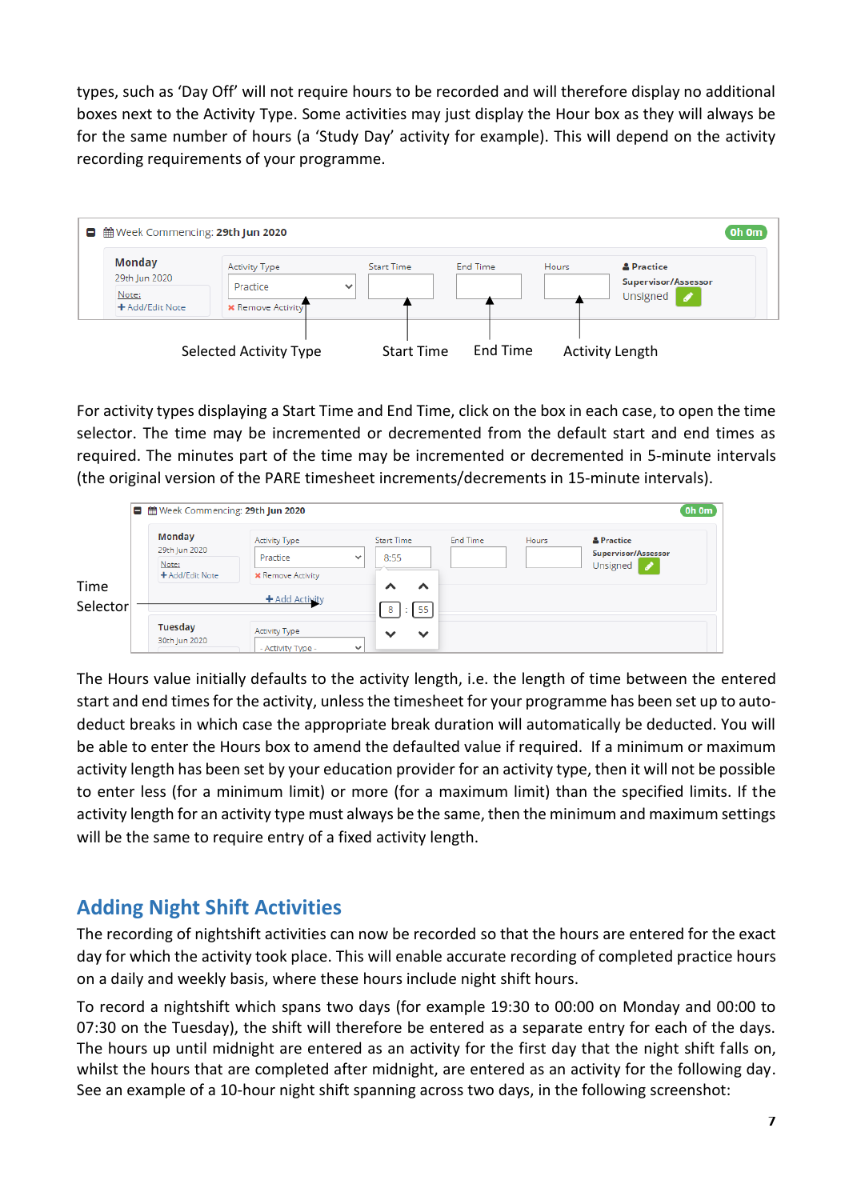types, such as 'Day Off' will not require hours to be recorded and will therefore display no additional boxes next to the Activity Type. Some activities may just display the Hour box as they will always be for the same number of hours (a 'Study Day' activity for example). This will depend on the activity recording requirements of your programme.

For activity types displaying a Start Time and End Time, click on the box in each case, to open the time selector. The time may be incremented or decremented from the default start and end times as required. The minutes part of the time may be incremented or decremented in 5-minute intervals (the original version of the PARE timesheet increments/decrements in 15-minute intervals).

The Hours value initially defaults to the activity length, i.e. the length of time between the entered start and end times for the activity, unless the timesheet for your programme has been set up to auto-deduct breaks in which case the appropriate break duration will automatically be deducted. You will be able to enter the Hours box to amend the defaulted value if required. If a minimum or maximum activity length has been set by your education provider for an activity type, then it will not be possible to enter less (for a minimum limit) or more (for a maximum limit) than the specified limits. If the activity length for an activity type must always be the same, then the minimum and maximum settings will be the same to require entry of a fixed activity length.

## Adding Night Shift Activities

The recording of nightshift activities can now be recorded so that the hours are entered for the exact day for which the activity took place. This will enable accurate recording of completed practice hours on a daily and weekly basis, where these hours include night shift hours.

To record a nightshift which spans two days (for example 19:30 to 00:00 on Monday and 00:00 to 07:30 on the Tuesday), the shift will therefore be entered as a separate entry for each of the days. The hours up until midnight are entered as an activity for the first day that the night shift falls on, whilst the hours that are completed after midnight, are entered as an activity for the following day. See an example of a 10-hour night shift spanning across two days, in the following screenshot: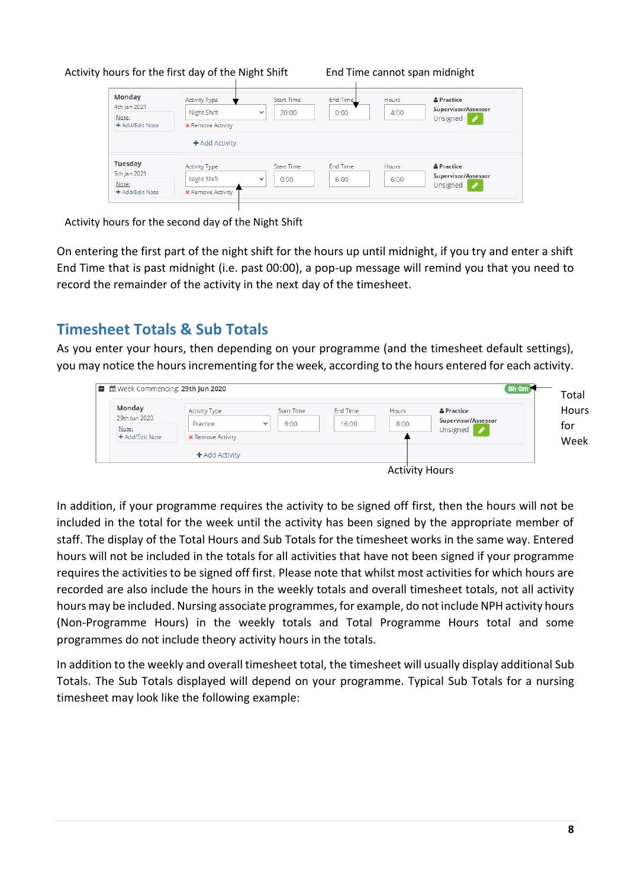Activity hours for the first day of the Night Shift

End Time cannot span midnight

| Day | Activity Type | Start Time | End Time | Hours | Practice Supervisor/Assessor |
| --- | --- | --- | --- | --- | --- |
| Monday 4th Jan 2021 | Night Shift | 20:00 | 0:00 | 4:00 | Unsigned |
| Tuesday 5th Jan 2021 | Night Shift | 0:00 | 6:00 | 6:00 | Unsigned |

Activity hours for the second day of the Night Shift

On entering the first part of the night shift for the hours up until midnight, if you try and enter a shift End Time that is past midnight (i.e. past 00:00), a pop-up message will remind you that you need to record the remainder of the activity in the next day of the timesheet.

## Timesheet Totals & Sub Totals

As you enter your hours, then depending on your programme (and the timesheet default settings), you may notice the hours incrementing for the week, according to the hours entered for each activity.

Week Commencing: 29th Jun 2020 — 8h 0m (Total Hours for Week)

| Day | Activity Type | Start Time | End Time | Hours | Practice Supervisor/Assessor |
| --- | --- | --- | --- | --- | --- |
| Monday 29th Jun 2020 | Practice | 8:00 | 16:00 | 8:00 | Unsigned |

Activity Hours

In addition, if your programme requires the activity to be signed off first, then the hours will not be included in the total for the week until the activity has been signed by the appropriate member of staff. The display of the Total Hours and Sub Totals for the timesheet works in the same way. Entered hours will not be included in the totals for all activities that have not been signed if your programme requires the activities to be signed off first. Please note that whilst most activities for which hours are recorded are also include the hours in the weekly totals and overall timesheet totals, not all activity hours may be included. Nursing associate programmes, for example, do not include NPH activity hours (Non-Programme Hours) in the weekly totals and Total Programme Hours total and some programmes do not include theory activity hours in the totals.

In addition to the weekly and overall timesheet total, the timesheet will usually display additional Sub Totals. The Sub Totals displayed will depend on your programme. Typical Sub Totals for a nursing timesheet may look like the following example: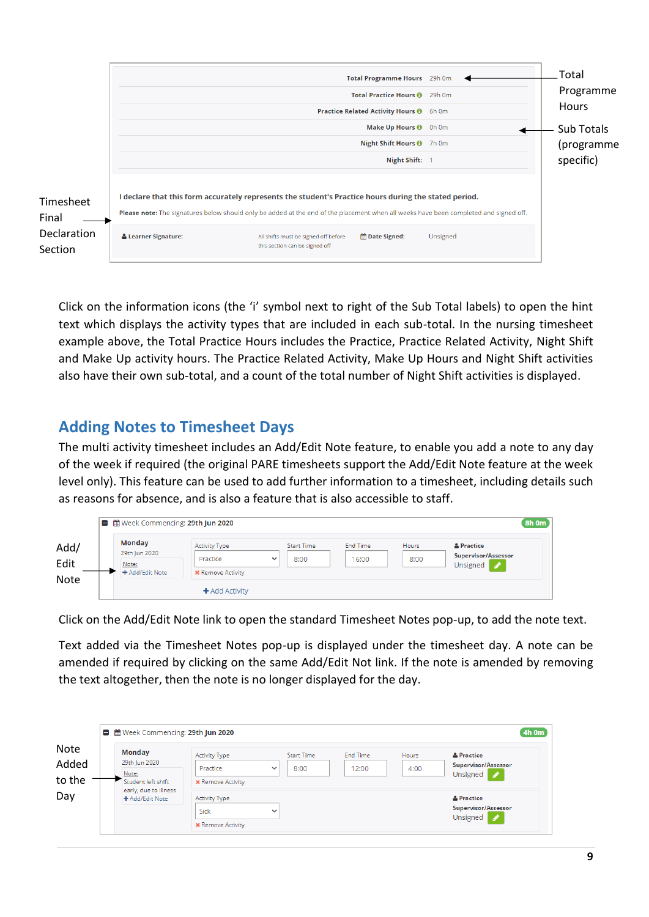| | |
|---|---|
| Total Programme Hours | 29h 0m |
| Total Practice Hours | 29h 0m |
| Practice Related Activity Hours | 6h 0m |
| Make Up Hours | 0h 0m |
| Night Shift Hours | 7h 0m |
| Night Shift: | 1 |

Total Programme Hours

Sub Totals (programme specific)

Timesheet Final Declaration Section

I declare that this form accurately represents the student's Practice hours during the stated period.

**Please note:** The signatures below should only be added at the end of the placement when all weeks have been completed and signed off.

**Learner Signature:** All shifts must be signed off before this section can be signed off **Date Signed:** Unsigned

Click on the information icons (the 'i' symbol next to right of the Sub Total labels) to open the hint text which displays the activity types that are included in each sub-total. In the nursing timesheet example above, the Total Practice Hours includes the Practice, Practice Related Activity, Night Shift and Make Up activity hours. The Practice Related Activity, Make Up Hours and Night Shift activities also have their own sub-total, and a count of the total number of Night Shift activities is displayed.

## Adding Notes to Timesheet Days

The multi activity timesheet includes an Add/Edit Note feature, to enable you add a note to any day of the week if required (the original PARE timesheets support the Add/Edit Note feature at the week level only). This feature can be used to add further information to a timesheet, including details such as reasons for absence, and is also a feature that is also accessible to staff.

Week Commencing: **29th Jun 2020** — **8h 0m**

| Day | Activity Type | Start Time | End Time | Hours | Practice Supervisor/Assessor |
|---|---|---|---|---|---|
| **Monday** 29th Jun 2020 Note: + Add/Edit Note | Practice (✖ Remove Activity) | 8:00 | 16:00 | 8:00 | Unsigned |

+ Add Activity

Add/ Edit Note

Click on the Add/Edit Note link to open the standard Timesheet Notes pop-up, to add the note text.

Text added via the Timesheet Notes pop-up is displayed under the timesheet day. A note can be amended if required by clicking on the same Add/Edit Not link. If the note is amended by removing the text altogether, then the note is no longer displayed for the day.

Week Commencing: **29th Jun 2020** — **4h 0m**

| Day | Activity Type | Start Time | End Time | Hours | Practice Supervisor/Assessor |
|---|---|---|---|---|---|
| **Monday** 29th Jun 2020 Note: Student left shift early, due to illness + Add/Edit Note | Practice (✖ Remove Activity) | 8:00 | 12:00 | 4:00 | Unsigned |
| | Sick (✖ Remove Activity) | | | | Unsigned |

Note Added to the Day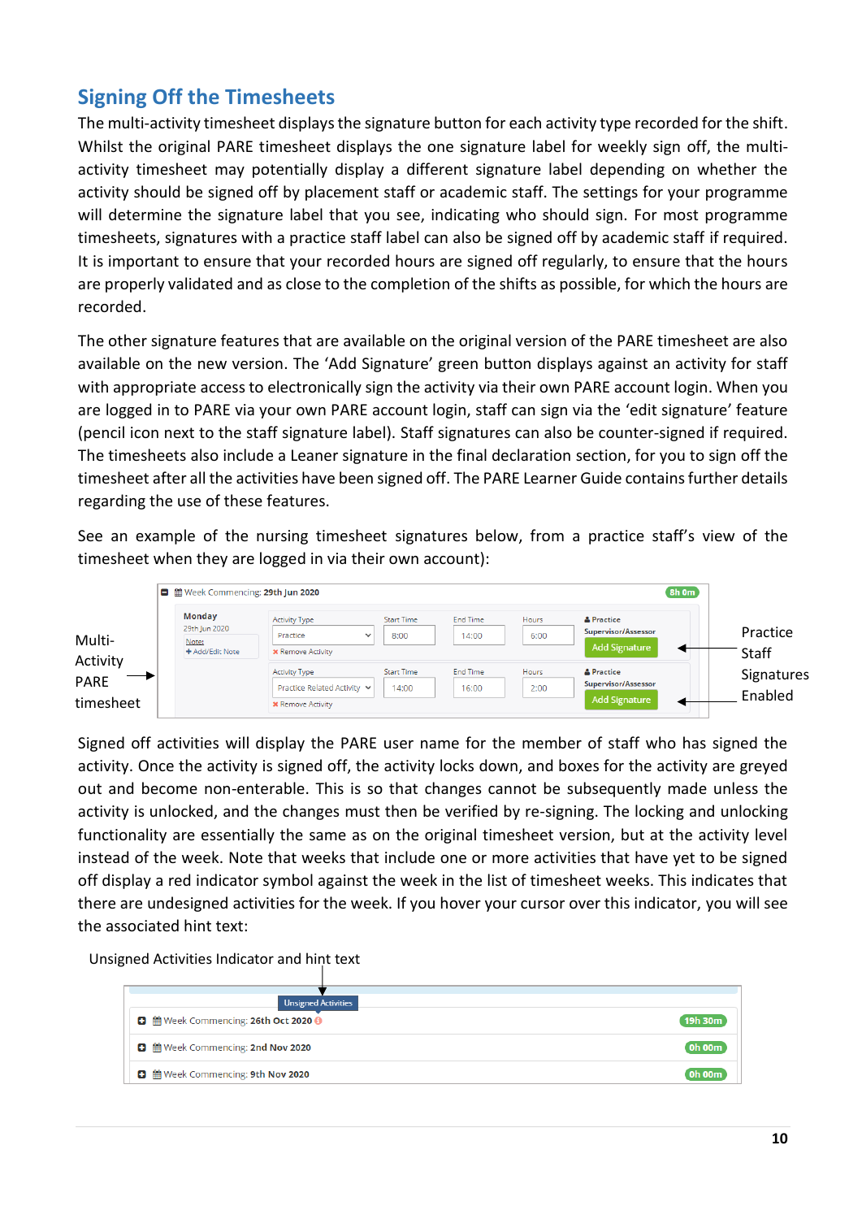## Signing Off the Timesheets

The multi-activity timesheet displays the signature button for each activity type recorded for the shift. Whilst the original PARE timesheet displays the one signature label for weekly sign off, the multi-activity timesheet may potentially display a different signature label depending on whether the activity should be signed off by placement staff or academic staff. The settings for your programme will determine the signature label that you see, indicating who should sign. For most programme timesheets, signatures with a practice staff label can also be signed off by academic staff if required. It is important to ensure that your recorded hours are signed off regularly, to ensure that the hours are properly validated and as close to the completion of the shifts as possible, for which the hours are recorded.

The other signature features that are available on the original version of the PARE timesheet are also available on the new version. The 'Add Signature' green button displays against an activity for staff with appropriate access to electronically sign the activity via their own PARE account login. When you are logged in to PARE via your own PARE account login, staff can sign via the 'edit signature' feature (pencil icon next to the staff signature label). Staff signatures can also be counter-signed if required. The timesheets also include a Leaner signature in the final declaration section, for you to sign off the timesheet after all the activities have been signed off. The PARE Learner Guide contains further details regarding the use of these features.

See an example of the nursing timesheet signatures below, from a practice staff's view of the timesheet when they are logged in via their own account):

Multi-Activity PARE timesheet

Practice Staff Signatures Enabled

Signed off activities will display the PARE user name for the member of staff who has signed the activity. Once the activity is signed off, the activity locks down, and boxes for the activity are greyed out and become non-enterable. This is so that changes cannot be subsequently made unless the activity is unlocked, and the changes must then be verified by re-signing. The locking and unlocking functionality are essentially the same as on the original timesheet version, but at the activity level instead of the week. Note that weeks that include one or more activities that have yet to be signed off display a red indicator symbol against the week in the list of timesheet weeks. This indicates that there are undesigned activities for the week. If you hover your cursor over this indicator, you will see the associated hint text:

Unsigned Activities Indicator and hint text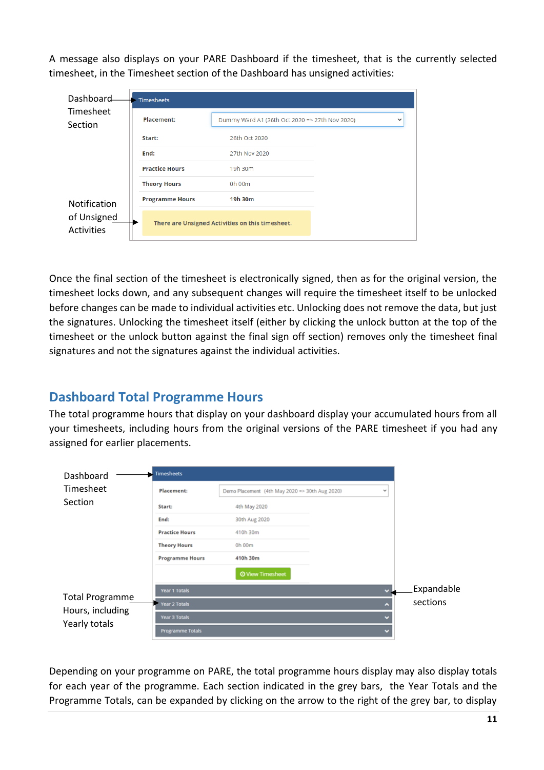A message also displays on your PARE Dashboard if the timesheet, that is the currently selected timesheet, in the Timesheet section of the Dashboard has unsigned activities:

Dashboard Timesheet Section

| Timesheets | |
|---|---|
| **Placement:** | Dummy Ward A1 (26th Oct 2020 => 27th Nov 2020) |
| **Start:** | 26th Oct 2020 |
| **End:** | 27th Nov 2020 |
| **Practice Hours** | 19h 30m |
| **Theory Hours** | 0h 00m |
| **Programme Hours** | **19h 30m** |

Notification of Unsigned Activities

There are Unsigned Activities on this timesheet.

Once the final section of the timesheet is electronically signed, then as for the original version, the timesheet locks down, and any subsequent changes will require the timesheet itself to be unlocked before changes can be made to individual activities etc. Unlocking does not remove the data, but just the signatures. Unlocking the timesheet itself (either by clicking the unlock button at the top of the timesheet or the unlock button against the final sign off section) removes only the timesheet final signatures and not the signatures against the individual activities.

## Dashboard Total Programme Hours

The total programme hours that display on your dashboard display your accumulated hours from all your timesheets, including hours from the original versions of the PARE timesheet if you had any assigned for earlier placements.

Dashboard Timesheet Section

| Timesheets | |
|---|---|
| **Placement:** | Demo Placement (4th May 2020 => 30th Aug 2020) |
| **Start:** | 4th May 2020 |
| **End:** | 30th Aug 2020 |
| **Practice Hours** | 410h 30m |
| **Theory Hours** | 0h 00m |
| **Programme Hours** | **410h 30m** |

View Timesheet

Total Programme Hours, including Yearly totals

- Year 1 Totals
- Year 2 Totals
- Year 3 Totals
- Programme Totals

Expandable sections

Depending on your programme on PARE, the total programme hours display may also display totals for each year of the programme. Each section indicated in the grey bars, the Year Totals and the Programme Totals, can be expanded by clicking on the arrow to the right of the grey bar, to display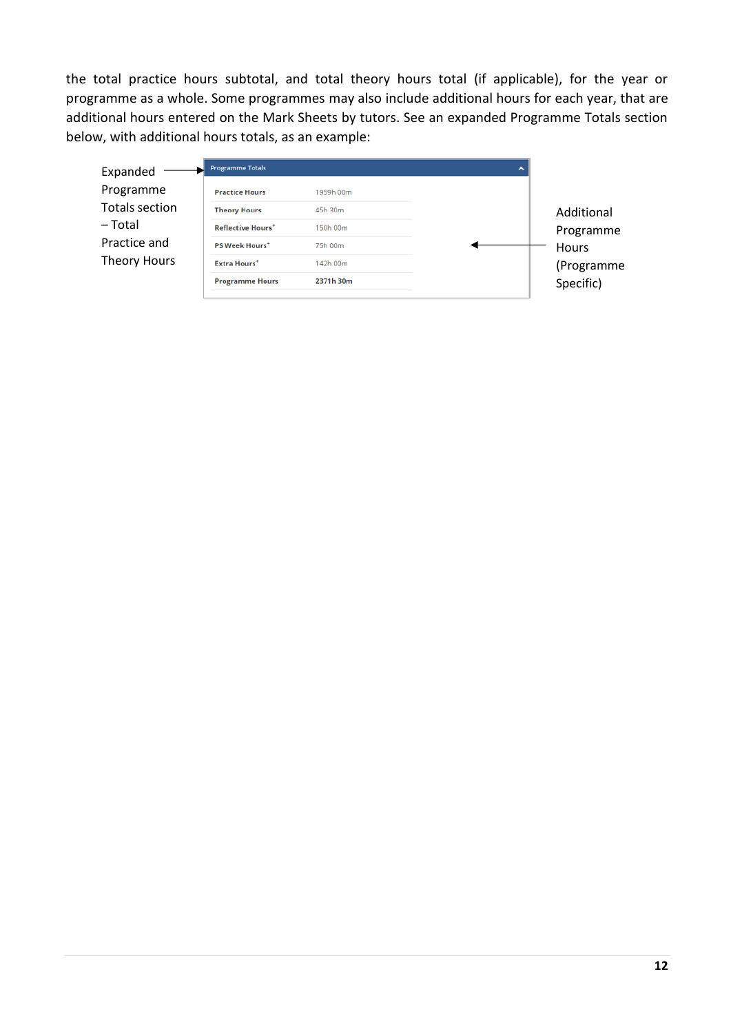the total practice hours subtotal, and total theory hours total (if applicable), for the year or programme as a whole. Some programmes may also include additional hours for each year, that are additional hours entered on the Mark Sheets by tutors. See an expanded Programme Totals section below, with additional hours totals, as an example:

Expanded Programme Totals section – Total Practice and Theory Hours

**Programme Totals**

| | |
|---|---|
| Practice Hours | 1959h 00m |
| Theory Hours | 45h 30m |
| Reflective Hours* | 150h 00m |
| PS Week Hours* | 75h 00m |
| Extra Hours* | 142h 00m |
| **Programme Hours** | **2371h 30m** |

Additional Programme Hours (Programme Specific)